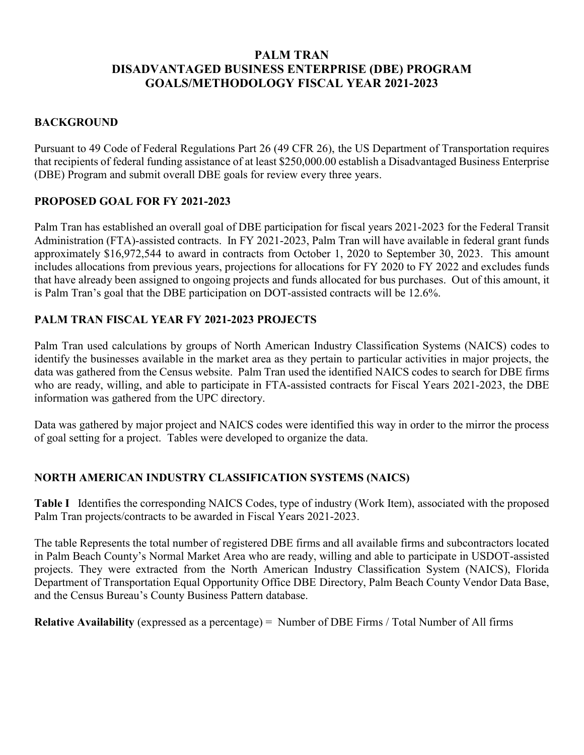# PALM TRAN
# DISADVANTAGED BUSINESS ENTERPRISE (DBE) PROGRAM
# GOALS/METHODOLOGY FISCAL YEAR 2021-2023

## BACKGROUND

Pursuant to 49 Code of Federal Regulations Part 26 (49 CFR 26), the US Department of Transportation requires that recipients of federal funding assistance of at least $250,000.00 establish a Disadvantaged Business Enterprise (DBE) Program and submit overall DBE goals for review every three years.

## PROPOSED GOAL FOR FY 2021-2023

Palm Tran has established an overall goal of DBE participation for fiscal years 2021-2023 for the Federal Transit Administration (FTA)-assisted contracts. In FY 2021-2023, Palm Tran will have available in federal grant funds approximately $16,972,544 to award in contracts from October 1, 2020 to September 30, 2023. This amount includes allocations from previous years, projections for allocations for FY 2020 to FY 2022 and excludes funds that have already been assigned to ongoing projects and funds allocated for bus purchases. Out of this amount, it is Palm Tran's goal that the DBE participation on DOT-assisted contracts will be 12.6%.

## PALM TRAN FISCAL YEAR FY 2021-2023 PROJECTS

Palm Tran used calculations by groups of North American Industry Classification Systems (NAICS) codes to identify the businesses available in the market area as they pertain to particular activities in major projects, the data was gathered from the Census website. Palm Tran used the identified NAICS codes to search for DBE firms who are ready, willing, and able to participate in FTA-assisted contracts for Fiscal Years 2021-2023, the DBE information was gathered from the UPC directory.

Data was gathered by major project and NAICS codes were identified this way in order to the mirror the process of goal setting for a project. Tables were developed to organize the data.

## NORTH AMERICAN INDUSTRY CLASSIFICATION SYSTEMS (NAICS)

**Table I** Identifies the corresponding NAICS Codes, type of industry (Work Item), associated with the proposed Palm Tran projects/contracts to be awarded in Fiscal Years 2021-2023.

The table Represents the total number of registered DBE firms and all available firms and subcontractors located in Palm Beach County's Normal Market Area who are ready, willing and able to participate in USDOT-assisted projects. They were extracted from the North American Industry Classification System (NAICS), Florida Department of Transportation Equal Opportunity Office DBE Directory, Palm Beach County Vendor Data Base, and the Census Bureau's County Business Pattern database.

**Relative Availability** (expressed as a percentage) = Number of DBE Firms / Total Number of All firms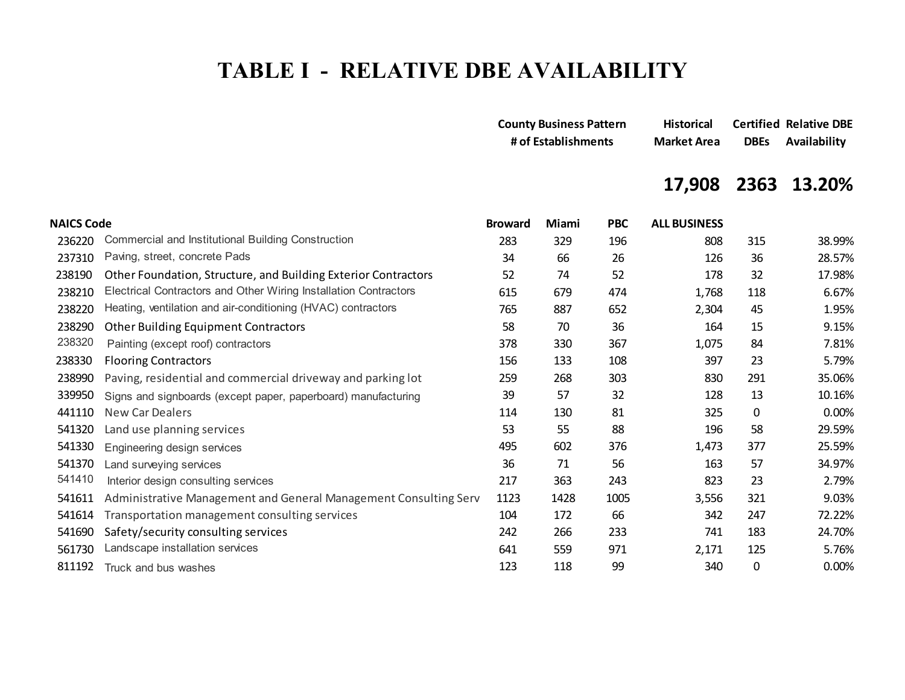# TABLE I - RELATIVE DBE AVAILABILITY

| NAICS Code | | County Business Pattern # of Establishments | | | Historical Market Area | Certified DBEs | Relative DBE Availability |
|---|---|---|---|---|---|---|---|
| | | | | | **17,908** | **2363** | **13.20%** |
| | | Broward | Miami | PBC | ALL BUSINESS | | |
| 236220 | Commercial and Institutional Building Construction | 283 | 329 | 196 | 808 | 315 | 38.99% |
| 237310 | Paving, street, concrete Pads | 34 | 66 | 26 | 126 | 36 | 28.57% |
| 238190 | Other Foundation, Structure, and Building Exterior Contractors | 52 | 74 | 52 | 178 | 32 | 17.98% |
| 238210 | Electrical Contractors and Other Wiring Installation Contractors | 615 | 679 | 474 | 1,768 | 118 | 6.67% |
| 238220 | Heating, ventilation and air-conditioning (HVAC) contractors | 765 | 887 | 652 | 2,304 | 45 | 1.95% |
| 238290 | Other Building Equipment Contractors | 58 | 70 | 36 | 164 | 15 | 9.15% |
| 238320 | Painting (except roof) contractors | 378 | 330 | 367 | 1,075 | 84 | 7.81% |
| 238330 | Flooring Contractors | 156 | 133 | 108 | 397 | 23 | 5.79% |
| 238990 | Paving, residential and commercial driveway and parking lot | 259 | 268 | 303 | 830 | 291 | 35.06% |
| 339950 | Signs and signboards (except paper, paperboard) manufacturing | 39 | 57 | 32 | 128 | 13 | 10.16% |
| 441110 | New Car Dealers | 114 | 130 | 81 | 325 | 0 | 0.00% |
| 541320 | Land use planning services | 53 | 55 | 88 | 196 | 58 | 29.59% |
| 541330 | Engineering design services | 495 | 602 | 376 | 1,473 | 377 | 25.59% |
| 541370 | Land surveying services | 36 | 71 | 56 | 163 | 57 | 34.97% |
| 541410 | Interior design consulting services | 217 | 363 | 243 | 823 | 23 | 2.79% |
| 541611 | Administrative Management and General Management Consulting Serv | 1123 | 1428 | 1005 | 3,556 | 321 | 9.03% |
| 541614 | Transportation management consulting services | 104 | 172 | 66 | 342 | 247 | 72.22% |
| 541690 | Safety/security consulting services | 242 | 266 | 233 | 741 | 183 | 24.70% |
| 561730 | Landscape installation services | 641 | 559 | 971 | 2,171 | 125 | 5.76% |
| 811192 | Truck and bus washes | 123 | 118 | 99 | 340 | 0 | 0.00% |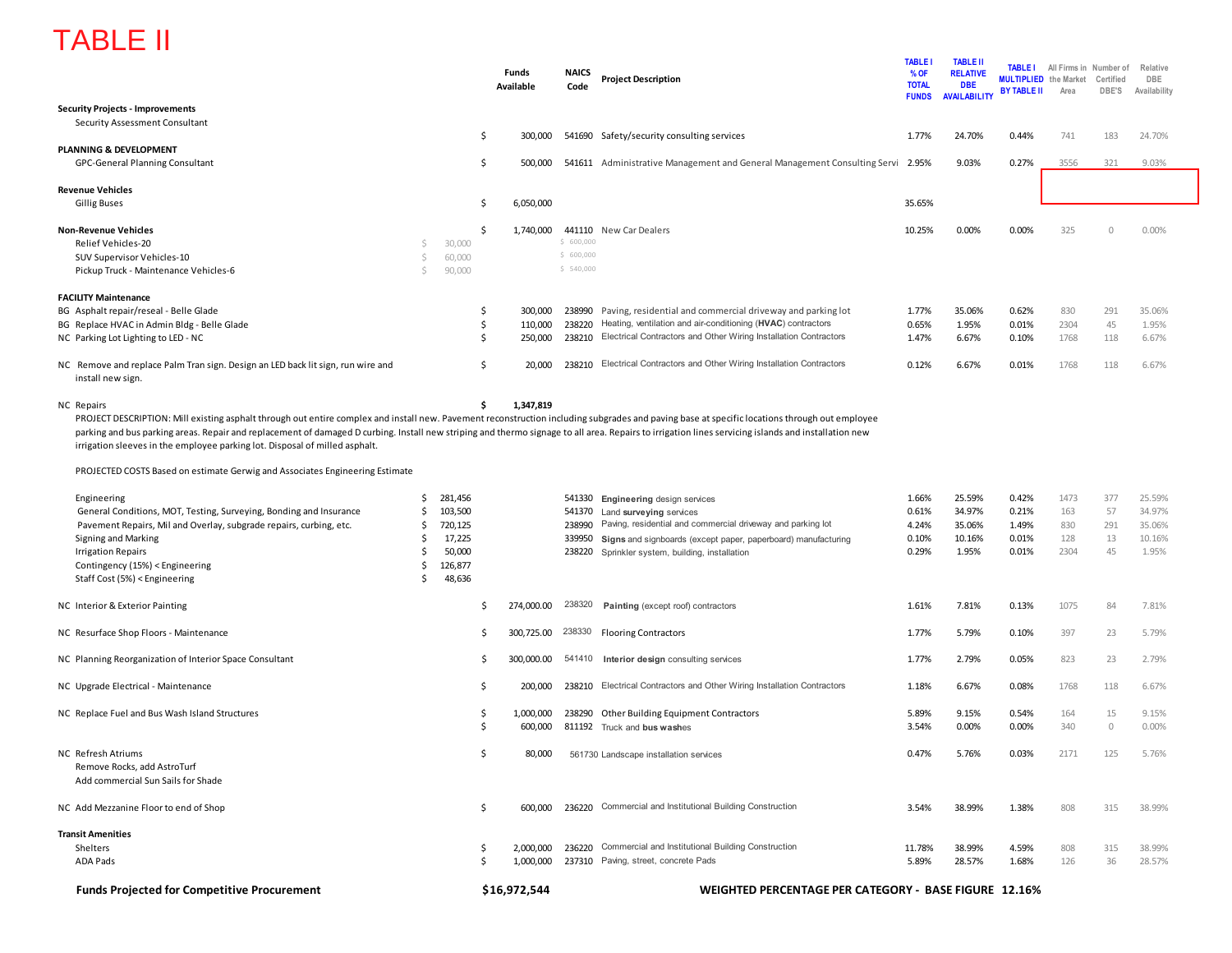# TABLE II

| | | Funds Available | NAICS Code | Project Description | TABLE I % OF TOTAL FUNDS | TABLE II RELATIVE DBE AVAILABILITY | TABLE I MULTIPLIED BY TABLE II | All Firms in the Market Area | Number of Certified DBE'S | Relative DBE Availability |
|---|---|---|---|---|---|---|---|---|---|---|
| **Security Projects - Improvements** | | | | | | | | | | |
| Security Assessment Consultant | | $ 300,000 | 541690 | Safety/security consulting services | 1.77% | 24.70% | 0.44% | 741 | 183 | 24.70% |
| **PLANNING & DEVELOPMENT** | | | | | | | | | | |
| GPC-General Planning Consultant | | $ 500,000 | 541611 | Administrative Management and General Management Consulting Servi | 2.95% | 9.03% | 0.27% | 3556 | 321 | 9.03% |
| **Revenue Vehicles** | | | | | | | | | | |
| Gillig Buses | | $ 6,050,000 | | | 35.65% | | | | | |
| **Non-Revenue Vehicles** | | $ 1,740,000 | 441110 | New Car Dealers | 10.25% | 0.00% | 0.00% | 325 | 0 | 0.00% |
| Relief Vehicles-20 | $ 30,000 | | $ 600,000 | | | | | | | |
| SUV Supervisor Vehicles-10 | $ 60,000 | | $ 600,000 | | | | | | | |
| Pickup Truck - Maintenance Vehicles-6 | $ 90,000 | | $ 540,000 | | | | | | | |
| **FACILITY Maintenance** | | | | | | | | | | |
| BG Asphalt repair/reseal - Belle Glade | | $ 300,000 | 238990 | Paving, residential and commercial driveway and parking lot | 1.77% | 35.06% | 0.62% | 830 | 291 | 35.06% |
| BG Replace HVAC in Admin Bldg - Belle Glade | | $ 110,000 | 238220 | Heating, ventilation and air-conditioning (**HVAC**) contractors | 0.65% | 1.95% | 0.01% | 2304 | 45 | 1.95% |
| NC Parking Lot Lighting to LED - NC | | $ 250,000 | 238210 | Electrical Contractors and Other Wiring Installation Contractors | 1.47% | 6.67% | 0.10% | 1768 | 118 | 6.67% |
| NC Remove and replace Palm Tran sign. Design an LED back lit sign, run wire and install new sign. | | $ 20,000 | 238210 | Electrical Contractors and Other Wiring Installation Contractors | 0.12% | 6.67% | 0.01% | 1768 | 118 | 6.67% |
| NC Repairs | | **$ 1,347,819** | | | | | | | | |

PROJECT DESCRIPTION: Mill existing asphalt through out entire complex and install new. Pavement reconstruction including subgrades and paving base at specific locations through out employee parking and bus parking areas. Repair and replacement of damaged D curbing. Install new striping and thermo signage to all area. Repairs to irrigation lines servicing islands and installation new irrigation sleeves in the employee parking lot. Disposal of milled asphalt.

PROJECTED COSTS Based on estimate Gerwig and Associates Engineering Estimate

| | | Funds Available | NAICS Code | Project Description | TABLE I % OF TOTAL FUNDS | TABLE II RELATIVE DBE AVAILABILITY | TABLE I MULTIPLIED BY TABLE II | All Firms in the Market Area | Number of Certified DBE'S | Relative DBE Availability |
|---|---|---|---|---|---|---|---|---|---|---|
| Engineering | $ 281,456 | | 541330 | **Engineering** design services | 1.66% | 25.59% | 0.42% | 1473 | 377 | 25.59% |
| General Conditions, MOT, Testing, Surveying, Bonding and Insurance | $ 103,500 | | 541370 | Land **surveying** services | 0.61% | 34.97% | 0.21% | 163 | 57 | 34.97% |
| Pavement Repairs, Mil and Overlay, subgrade repairs, curbing, etc. | $ 720,125 | | 238990 | Paving, residential and commercial driveway and parking lot | 4.24% | 35.06% | 1.49% | 830 | 291 | 35.06% |
| Signing and Marking | $ 17,225 | | 339950 | **Signs** and signboards (except paper, paperboard) manufacturing | 0.10% | 10.16% | 0.01% | 128 | 13 | 10.16% |
| Irrigation Repairs | $ 50,000 | | 238220 | Sprinkler system, building, installation | 0.29% | 1.95% | 0.01% | 2304 | 45 | 1.95% |
| Contingency (15%) < Engineering | $ 126,877 | | | | | | | | | |
| Staff Cost (5%) < Engineering | $ 48,636 | | | | | | | | | |
| NC Interior & Exterior Painting | | $ 274,000.00 | 238320 | **Painting** (except roof) contractors | 1.61% | 7.81% | 0.13% | 1075 | 84 | 7.81% |
| NC Resurface Shop Floors - Maintenance | | $ 300,725.00 | 238330 | Flooring Contractors | 1.77% | 5.79% | 0.10% | 397 | 23 | 5.79% |
| NC Planning Reorganization of Interior Space Consultant | | $ 300,000.00 | 541410 | **Interior design** consulting services | 1.77% | 2.79% | 0.05% | 823 | 23 | 2.79% |
| NC Upgrade Electrical - Maintenance | | $ 200,000 | 238210 | Electrical Contractors and Other Wiring Installation Contractors | 1.18% | 6.67% | 0.08% | 1768 | 118 | 6.67% |
| NC Replace Fuel and Bus Wash Island Structures | | $ 1,000,000 | 238290 | Other Building Equipment Contractors | 5.89% | 9.15% | 0.54% | 164 | 15 | 9.15% |
| | | $ 600,000 | 811192 | Truck and **bus wash**es | 3.54% | 0.00% | 0.00% | 340 | 0 | 0.00% |
| NC Refresh Atriums<br>Remove Rocks, add AstroTurf<br>Add commercial Sun Sails for Shade | | $ 80,000 | 561730 | Landscape installation services | 0.47% | 5.76% | 0.03% | 2171 | 125 | 5.76% |
| NC Add Mezzanine Floor to end of Shop | | $ 600,000 | 236220 | Commercial and Institutional Building Construction | 3.54% | 38.99% | 1.38% | 808 | 315 | 38.99% |
| **Transit Amenities** | | | | | | | | | | |
| Shelters | | $ 2,000,000 | 236220 | Commercial and Institutional Building Construction | 11.78% | 38.99% | 4.59% | 808 | 315 | 38.99% |
| ADA Pads | | $ 1,000,000 | 237310 | Paving, street, concrete Pads | 5.89% | 28.57% | 1.68% | 126 | 36 | 28.57% |
| **Funds Projected for Competitive Procurement** | | **$16,972,544** | | **WEIGHTED PERCENTAGE PER CATEGORY - BASE FIGURE 12.16%** | | | | | | |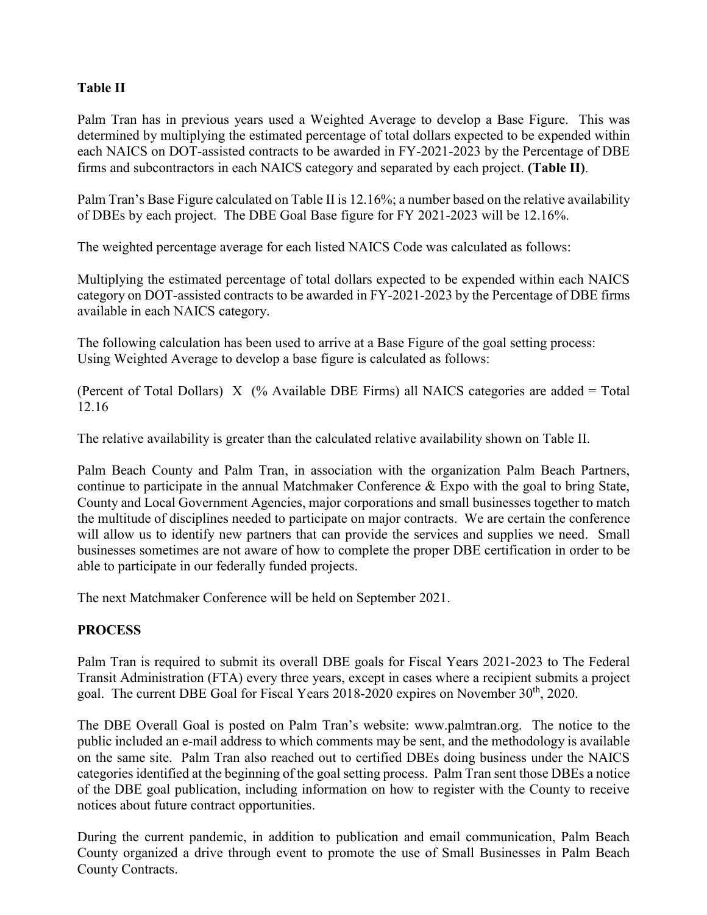**Table II**

Palm Tran has in previous years used a Weighted Average to develop a Base Figure. This was determined by multiplying the estimated percentage of total dollars expected to be expended within each NAICS on DOT-assisted contracts to be awarded in FY-2021-2023 by the Percentage of DBE firms and subcontractors in each NAICS category and separated by each project. **(Table II)**.

Palm Tran's Base Figure calculated on Table II is 12.16%; a number based on the relative availability of DBEs by each project. The DBE Goal Base figure for FY 2021-2023 will be 12.16%.

The weighted percentage average for each listed NAICS Code was calculated as follows:

Multiplying the estimated percentage of total dollars expected to be expended within each NAICS category on DOT-assisted contracts to be awarded in FY-2021-2023 by the Percentage of DBE firms available in each NAICS category.

The following calculation has been used to arrive at a Base Figure of the goal setting process:
Using Weighted Average to develop a base figure is calculated as follows:

(Percent of Total Dollars) X (% Available DBE Firms) all NAICS categories are added = Total 12.16

The relative availability is greater than the calculated relative availability shown on Table II.

Palm Beach County and Palm Tran, in association with the organization Palm Beach Partners, continue to participate in the annual Matchmaker Conference & Expo with the goal to bring State, County and Local Government Agencies, major corporations and small businesses together to match the multitude of disciplines needed to participate on major contracts. We are certain the conference will allow us to identify new partners that can provide the services and supplies we need. Small businesses sometimes are not aware of how to complete the proper DBE certification in order to be able to participate in our federally funded projects.

The next Matchmaker Conference will be held on September 2021.

**PROCESS**

Palm Tran is required to submit its overall DBE goals for Fiscal Years 2021-2023 to The Federal Transit Administration (FTA) every three years, except in cases where a recipient submits a project goal. The current DBE Goal for Fiscal Years 2018-2020 expires on November 30th, 2020.

The DBE Overall Goal is posted on Palm Tran's website: www.palmtran.org. The notice to the public included an e-mail address to which comments may be sent, and the methodology is available on the same site. Palm Tran also reached out to certified DBEs doing business under the NAICS categories identified at the beginning of the goal setting process. Palm Tran sent those DBEs a notice of the DBE goal publication, including information on how to register with the County to receive notices about future contract opportunities.

During the current pandemic, in addition to publication and email communication, Palm Beach County organized a drive through event to promote the use of Small Businesses in Palm Beach County Contracts.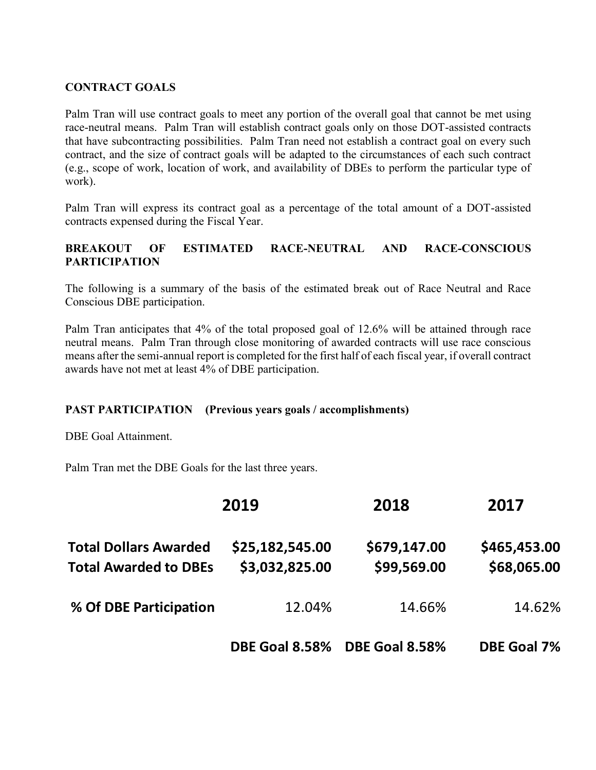**CONTRACT GOALS**

Palm Tran will use contract goals to meet any portion of the overall goal that cannot be met using race-neutral means. Palm Tran will establish contract goals only on those DOT-assisted contracts that have subcontracting possibilities. Palm Tran need not establish a contract goal on every such contract, and the size of contract goals will be adapted to the circumstances of each such contract (e.g., scope of work, location of work, and availability of DBEs to perform the particular type of work).

Palm Tran will express its contract goal as a percentage of the total amount of a DOT-assisted contracts expensed during the Fiscal Year.

**BREAKOUT OF ESTIMATED RACE-NEUTRAL AND RACE-CONSCIOUS PARTICIPATION**

The following is a summary of the basis of the estimated break out of Race Neutral and Race Conscious DBE participation.

Palm Tran anticipates that 4% of the total proposed goal of 12.6% will be attained through race neutral means. Palm Tran through close monitoring of awarded contracts will use race conscious means after the semi-annual report is completed for the first half of each fiscal year, if overall contract awards have not met at least 4% of DBE participation.

**PAST PARTICIPATION (Previous years goals / accomplishments)**

DBE Goal Attainment.

Palm Tran met the DBE Goals for the last three years.

| | 2019 | 2018 | 2017 |
|---|---|---|---|
| **Total Dollars Awarded** | **$25,182,545.00** | **$679,147.00** | **$465,453.00** |
| **Total Awarded to DBEs** | **$3,032,825.00** | **$99,569.00** | **$68,065.00** |
| **% Of DBE Participation** | 12.04% | 14.66% | 14.62% |
| | **DBE Goal 8.58%** | **DBE Goal 8.58%** | **DBE Goal 7%** |